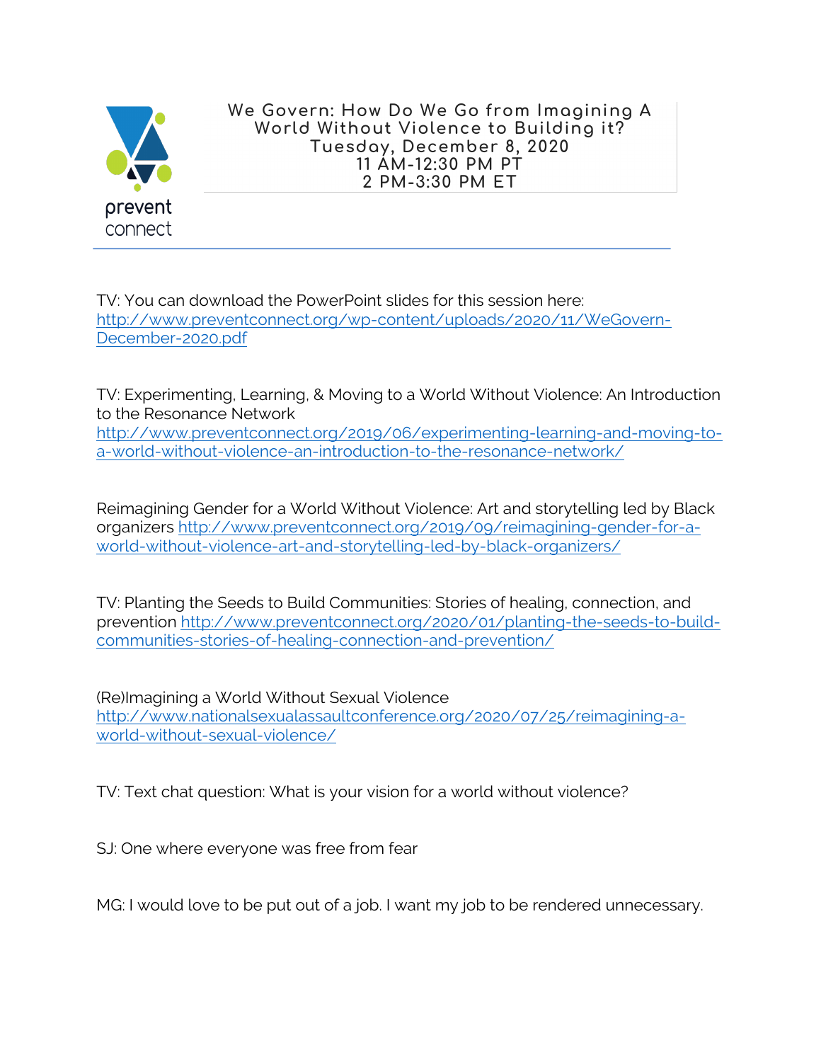prevent connect

# We Govern: How Do We Go from Imagining A World Without Violence to Building it?

**Tuesday, December 8, 2020**
**11 AM-12:30 PM PT**
**2 PM-3:30 PM ET**

TV: You can download the PowerPoint slides for this session here: http://www.preventconnect.org/wp-content/uploads/2020/11/WeGovern-December-2020.pdf

TV: Experimenting, Learning, & Moving to a World Without Violence: An Introduction to the Resonance Network http://www.preventconnect.org/2019/06/experimenting-learning-and-moving-to-a-world-without-violence-an-introduction-to-the-resonance-network/

Reimagining Gender for a World Without Violence: Art and storytelling led by Black organizers http://www.preventconnect.org/2019/09/reimagining-gender-for-a-world-without-violence-art-and-storytelling-led-by-black-organizers/

TV: Planting the Seeds to Build Communities: Stories of healing, connection, and prevention http://www.preventconnect.org/2020/01/planting-the-seeds-to-build-communities-stories-of-healing-connection-and-prevention/

(Re)Imagining a World Without Sexual Violence http://www.nationalsexualassaultconference.org/2020/07/25/reimagining-a-world-without-sexual-violence/

TV: Text chat question: What is your vision for a world without violence?

SJ: One where everyone was free from fear

MG: I would love to be put out of a job. I want my job to be rendered unnecessary.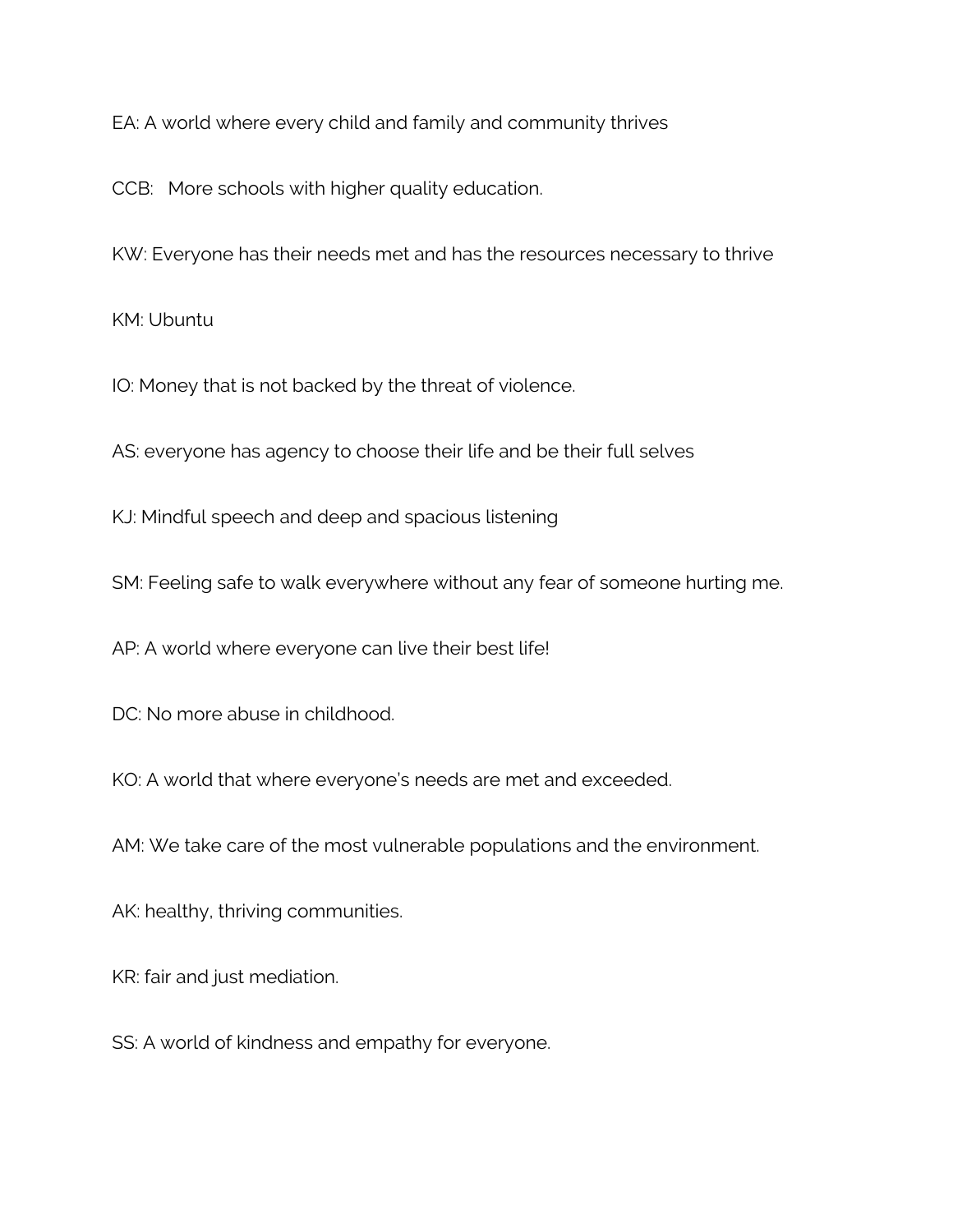EA: A world where every child and family and community thrives

CCB:   More schools with higher quality education.

KW: Everyone has their needs met and has the resources necessary to thrive

KM: Ubuntu

IO: Money that is not backed by the threat of violence.

AS: everyone has agency to choose their life and be their full selves

KJ: Mindful speech and deep and spacious listening

SM: Feeling safe to walk everywhere without any fear of someone hurting me.

AP: A world where everyone can live their best life!

DC: No more abuse in childhood.

KO: A world that where everyone's needs are met and exceeded.

AM: We take care of the most vulnerable populations and the environment.

AK: healthy, thriving communities.

KR: fair and just mediation.

SS: A world of kindness and empathy for everyone.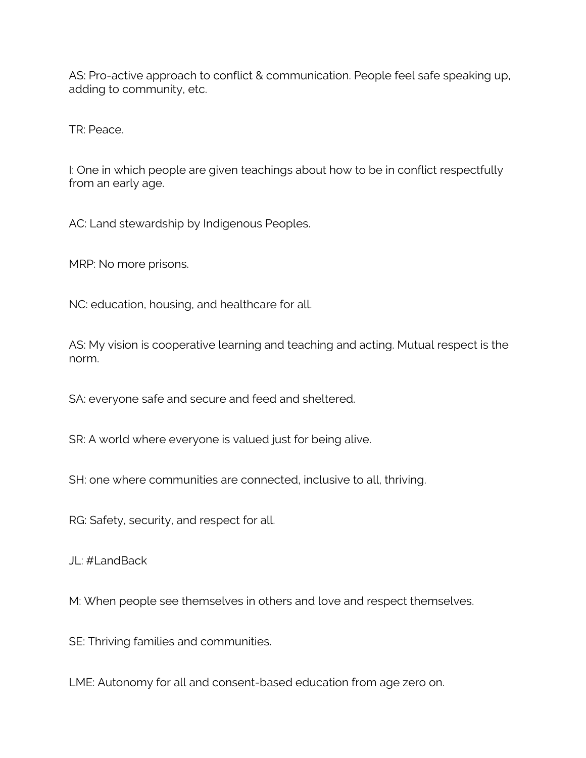AS: Pro-active approach to conflict & communication. People feel safe speaking up, adding to community, etc.

TR: Peace.

I: One in which people are given teachings about how to be in conflict respectfully from an early age.

AC: Land stewardship by Indigenous Peoples.

MRP: No more prisons.

NC: education, housing, and healthcare for all.

AS: My vision is cooperative learning and teaching and acting. Mutual respect is the norm.

SA: everyone safe and secure and feed and sheltered.

SR: A world where everyone is valued just for being alive.

SH: one where communities are connected, inclusive to all, thriving.

RG: Safety, security, and respect for all.

JL: #LandBack

M: When people see themselves in others and love and respect themselves.

SE: Thriving families and communities.

LME: Autonomy for all and consent-based education from age zero on.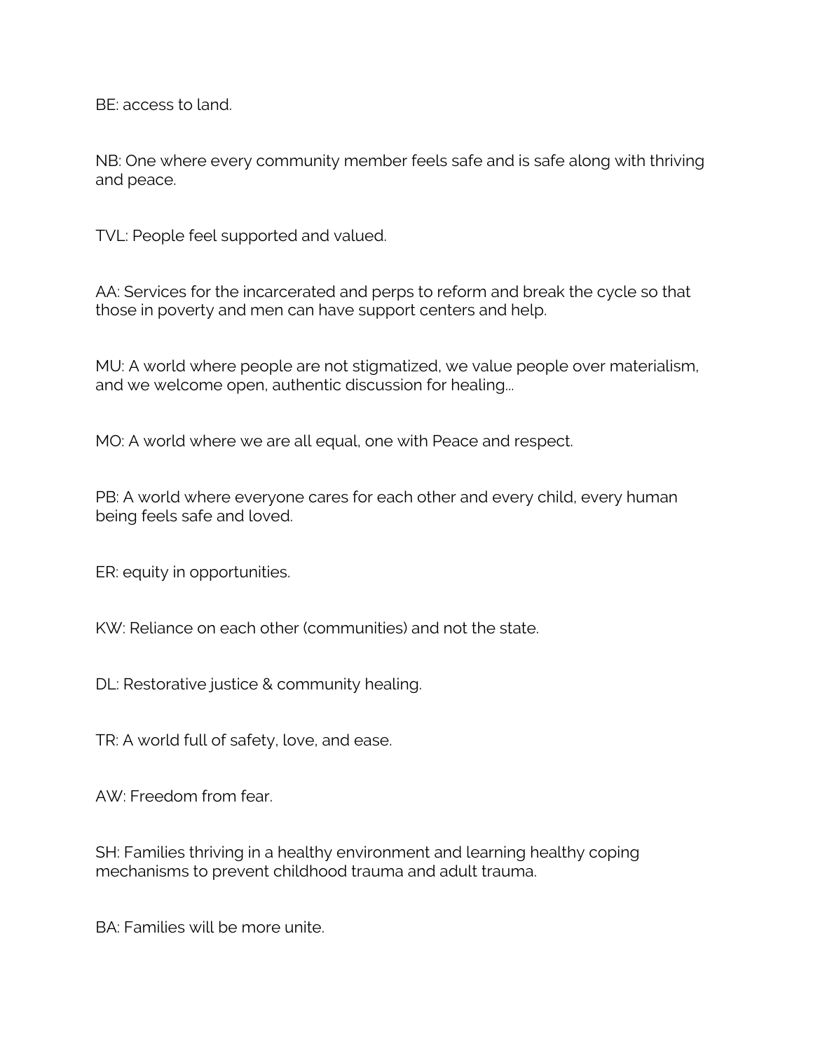BE: access to land.

NB: One where every community member feels safe and is safe along with thriving and peace.

TVL: People feel supported and valued.

AA: Services for the incarcerated and perps to reform and break the cycle so that those in poverty and men can have support centers and help.

MU: A world where people are not stigmatized, we value people over materialism, and we welcome open, authentic discussion for healing...

MO: A world where we are all equal, one with Peace and respect.

PB: A world where everyone cares for each other and every child, every human being feels safe and loved.

ER: equity in opportunities.

KW: Reliance on each other (communities) and not the state.

DL: Restorative justice & community healing.

TR: A world full of safety, love, and ease.

AW: Freedom from fear.

SH: Families thriving in a healthy environment and learning healthy coping mechanisms to prevent childhood trauma and adult trauma.

BA: Families will be more unite.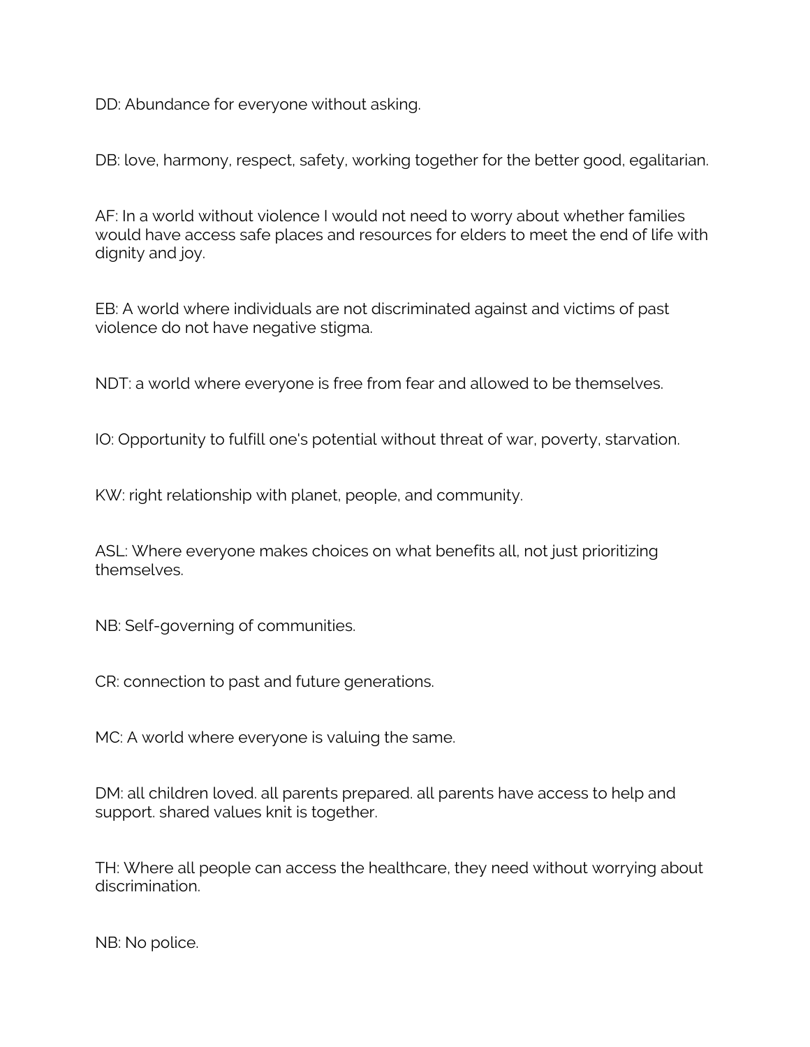DD: Abundance for everyone without asking.

DB: love, harmony, respect, safety, working together for the better good, egalitarian.

AF: In a world without violence I would not need to worry about whether families would have access safe places and resources for elders to meet the end of life with dignity and joy.

EB: A world where individuals are not discriminated against and victims of past violence do not have negative stigma.

NDT: a world where everyone is free from fear and allowed to be themselves.

IO: Opportunity to fulfill one's potential without threat of war, poverty, starvation.

KW: right relationship with planet, people, and community.

ASL: Where everyone makes choices on what benefits all, not just prioritizing themselves.

NB: Self-governing of communities.

CR: connection to past and future generations.

MC: A world where everyone is valuing the same.

DM: all children loved. all parents prepared. all parents have access to help and support. shared values knit is together.

TH: Where all people can access the healthcare, they need without worrying about discrimination.

NB: No police.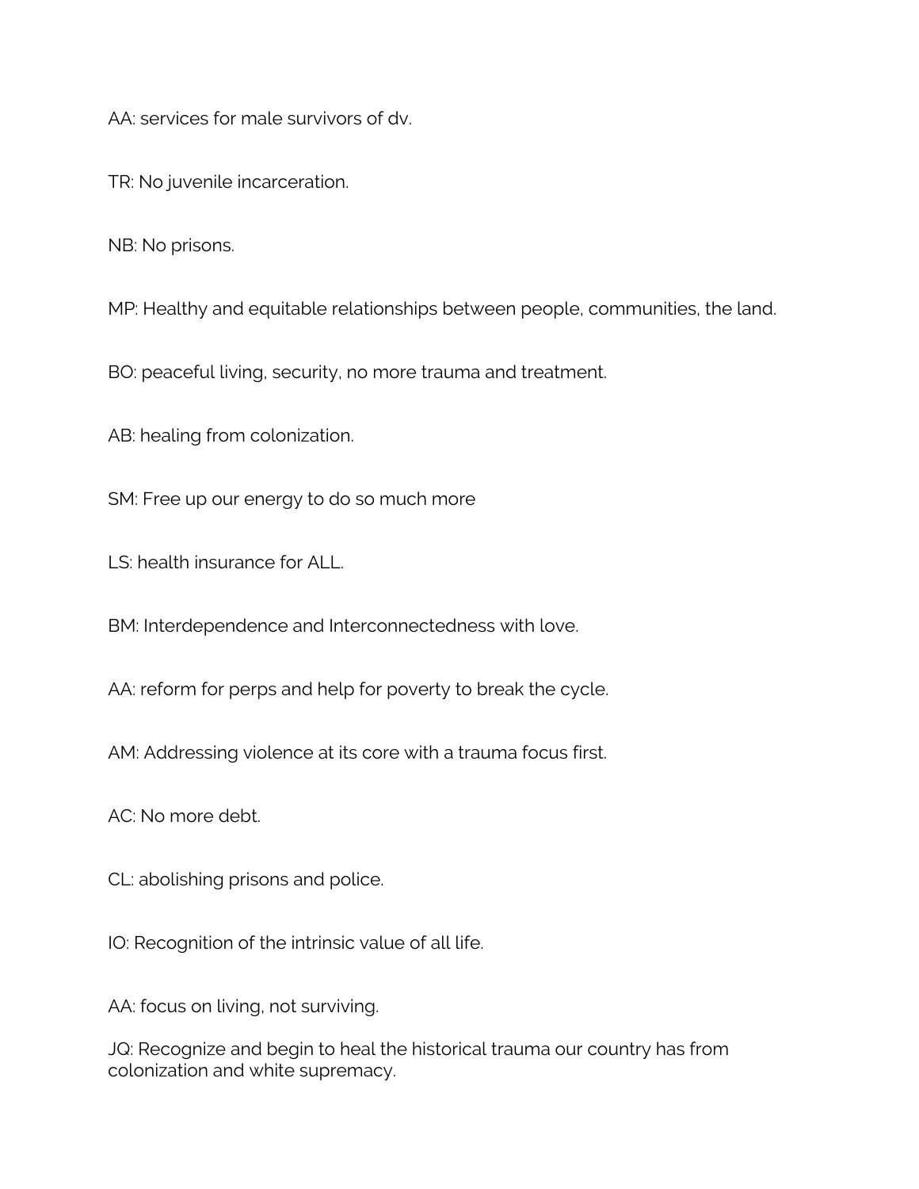AA: services for male survivors of dv.

TR: No juvenile incarceration.

NB: No prisons.

MP: Healthy and equitable relationships between people, communities, the land.

BO: peaceful living, security, no more trauma and treatment.

AB: healing from colonization.

SM: Free up our energy to do so much more

LS: health insurance for ALL.

BM: Interdependence and Interconnectedness with love.

AA: reform for perps and help for poverty to break the cycle.

AM: Addressing violence at its core with a trauma focus first.

AC: No more debt.

CL: abolishing prisons and police.

IO: Recognition of the intrinsic value of all life.

AA: focus on living, not surviving.

JQ: Recognize and begin to heal the historical trauma our country has from colonization and white supremacy.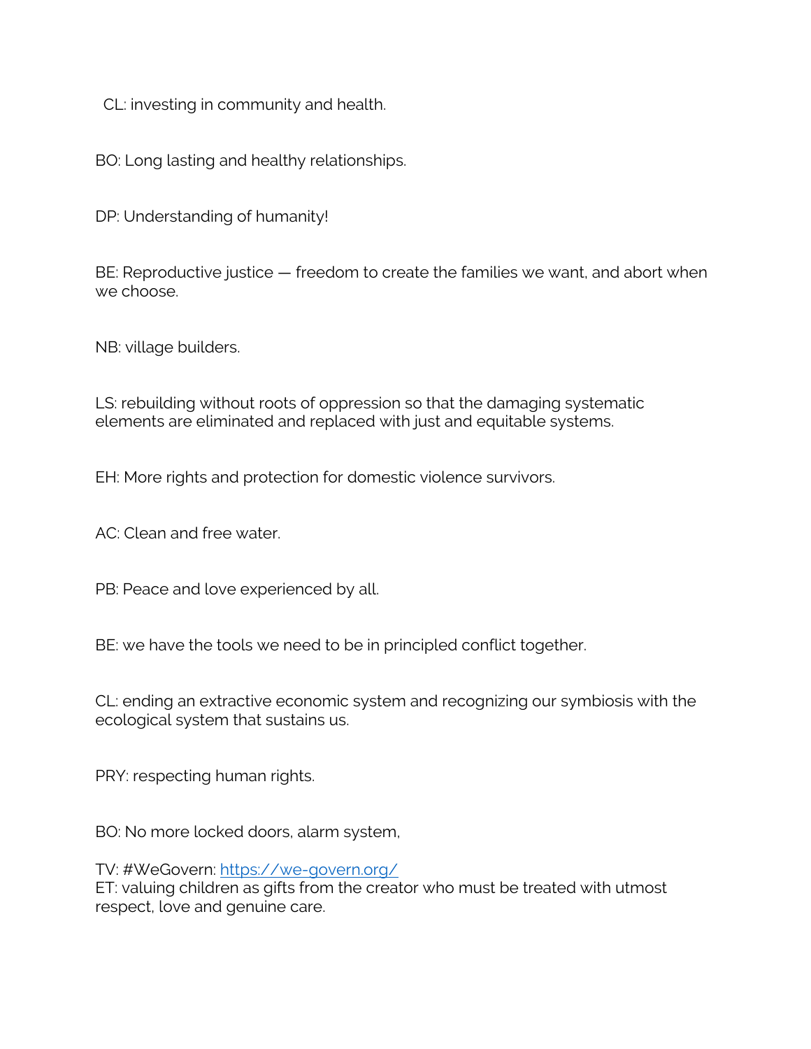CL: investing in community and health.

BO: Long lasting and healthy relationships.

DP: Understanding of humanity!

BE: Reproductive justice — freedom to create the families we want, and abort when we choose.

NB: village builders.

LS: rebuilding without roots of oppression so that the damaging systematic elements are eliminated and replaced with just and equitable systems.

EH: More rights and protection for domestic violence survivors.

AC: Clean and free water.

PB: Peace and love experienced by all.

BE: we have the tools we need to be in principled conflict together.

CL: ending an extractive economic system and recognizing our symbiosis with the ecological system that sustains us.

PRY: respecting human rights.

BO: No more locked doors, alarm system,

TV: #WeGovern: [https://we-govern.org/](https://we-govern.org/)
ET: valuing children as gifts from the creator who must be treated with utmost respect, love and genuine care.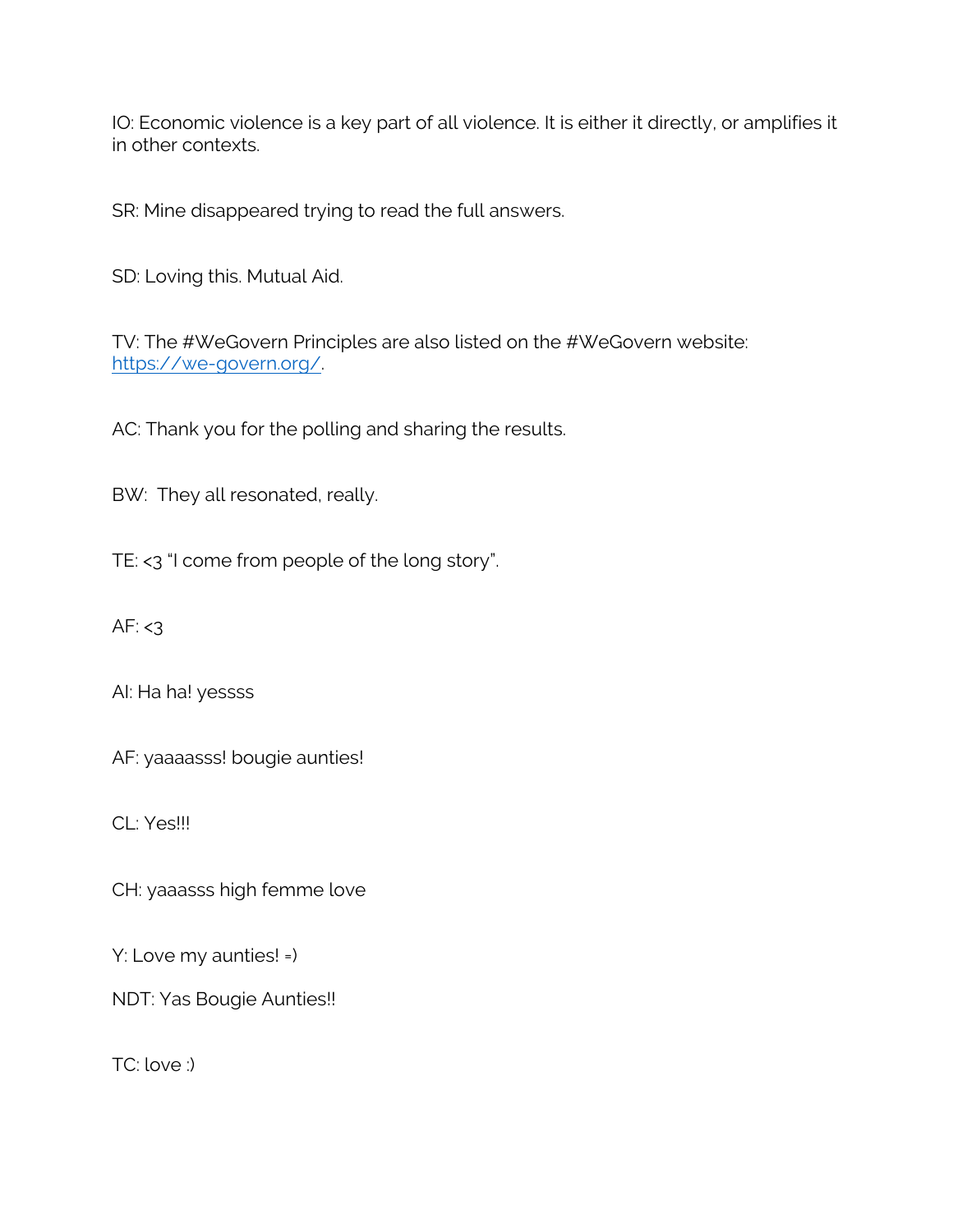IO: Economic violence is a key part of all violence. It is either it directly, or amplifies it in other contexts.

SR: Mine disappeared trying to read the full answers.

SD: Loving this. Mutual Aid.

TV: The #WeGovern Principles are also listed on the #WeGovern website: https://we-govern.org/.

AC: Thank you for the polling and sharing the results.

BW: They all resonated, really.

TE: <3 "I come from people of the long story".

AF: <3

AI: Ha ha! yessss

AF: yaaaasss! bougie aunties!

CL: Yes!!!

CH: yaaasss high femme love

Y: Love my aunties! =)

NDT: Yas Bougie Aunties!!

TC: love :)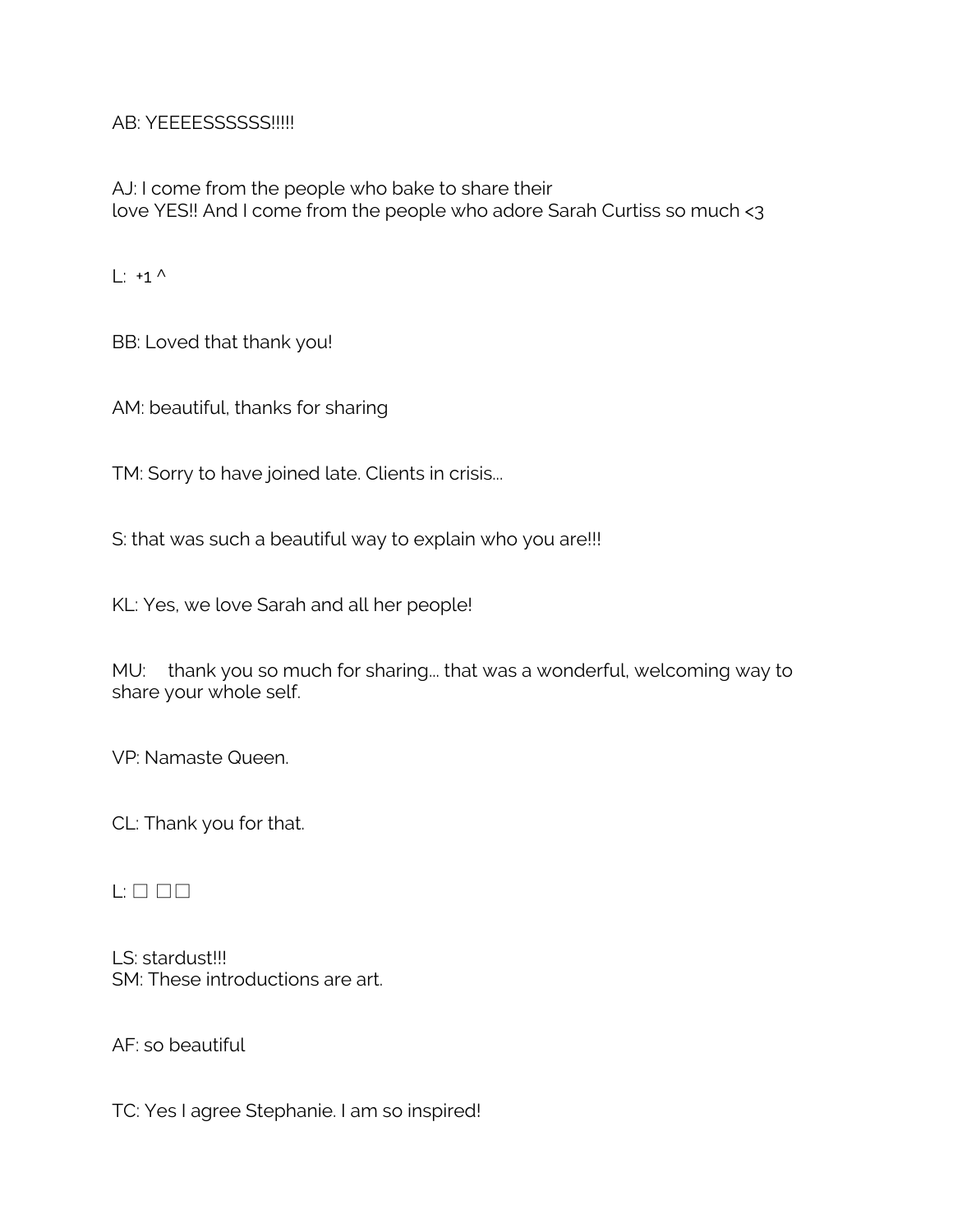AB: YEEEESSSSSS!!!!!

AJ: I come from the people who bake to share their
love YES!! And I come from the people who adore Sarah Curtiss so much <3

L: +1 ^

BB: Loved that thank you!

AM: beautiful, thanks for sharing

TM: Sorry to have joined late. Clients in crisis...

S: that was such a beautiful way to explain who you are!!!

KL: Yes, we love Sarah and all her people!

MU: thank you so much for sharing... that was a wonderful, welcoming way to share your whole self.

VP: Namaste Queen.

CL: Thank you for that.

L: □ □□

LS: stardust!!!
SM: These introductions are art.

AF: so beautiful

TC: Yes I agree Stephanie. I am so inspired!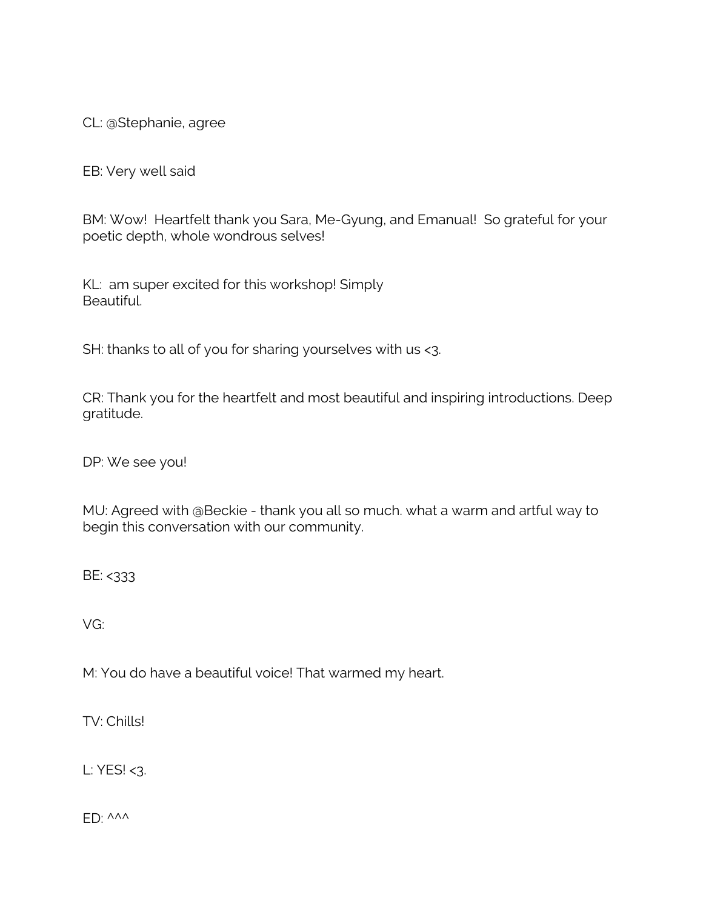CL: @Stephanie, agree

EB: Very well said

BM: Wow!  Heartfelt thank you Sara, Me-Gyung, and Emanual!  So grateful for your poetic depth, whole wondrous selves!

KL:  am super excited for this workshop! Simply
Beautiful.

SH: thanks to all of you for sharing yourselves with us <3.

CR: Thank you for the heartfelt and most beautiful and inspiring introductions. Deep gratitude.

DP: We see you!

MU: Agreed with @Beckie - thank you all so much. what a warm and artful way to begin this conversation with our community.

BE: <333

VG:

M: You do have a beautiful voice! That warmed my heart.

TV: Chills!

L: YES! <3.

ED: ^^^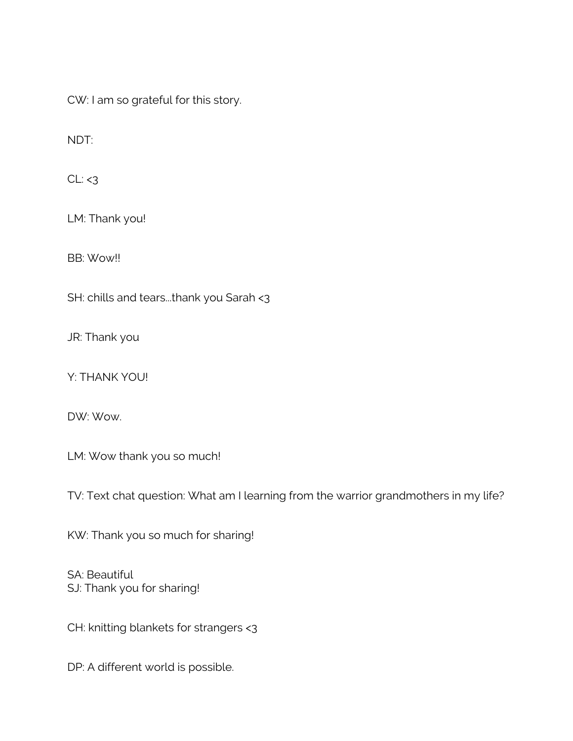CW: I am so grateful for this story.

NDT:

CL: <3

LM: Thank you!

BB: Wow!!

SH: chills and tears...thank you Sarah <3

JR: Thank you

Y: THANK YOU!

DW: Wow.

LM: Wow thank you so much!

TV: Text chat question: What am I learning from the warrior grandmothers in my life?

KW: Thank you so much for sharing!

SA: Beautiful  
SJ: Thank you for sharing!

CH: knitting blankets for strangers <3

DP: A different world is possible.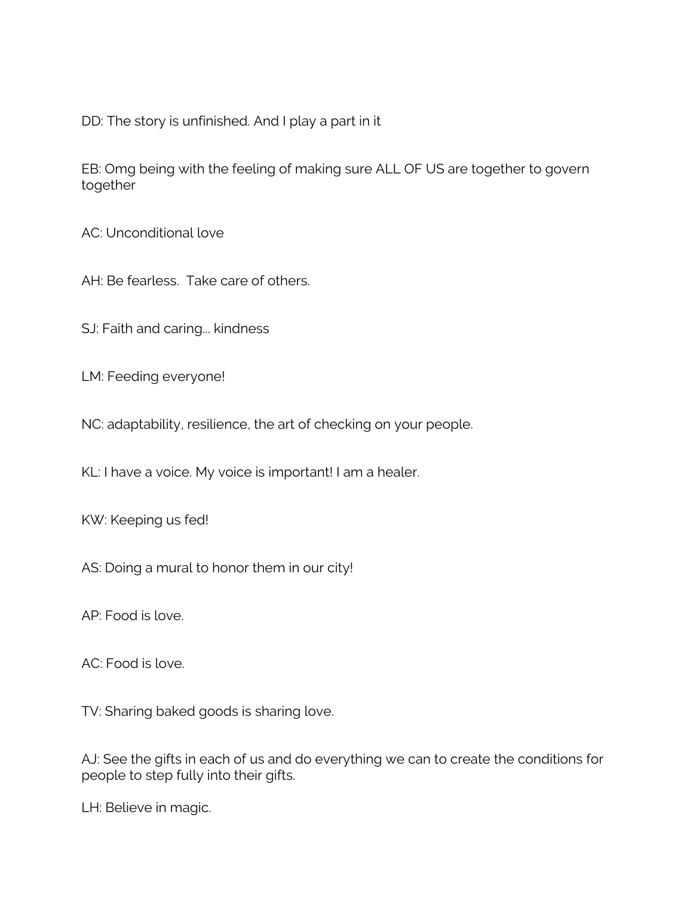DD: The story is unfinished. And I play a part in it

EB: Omg being with the feeling of making sure ALL OF US are together to govern together

AC: Unconditional love

AH: Be fearless.  Take care of others.

SJ: Faith and caring... kindness

LM: Feeding everyone!

NC: adaptability, resilience, the art of checking on your people.

KL: I have a voice. My voice is important! I am a healer.

KW: Keeping us fed!

AS: Doing a mural to honor them in our city!

AP: Food is love.

AC: Food is love.

TV: Sharing baked goods is sharing love.

AJ: See the gifts in each of us and do everything we can to create the conditions for people to step fully into their gifts.

LH: Believe in magic.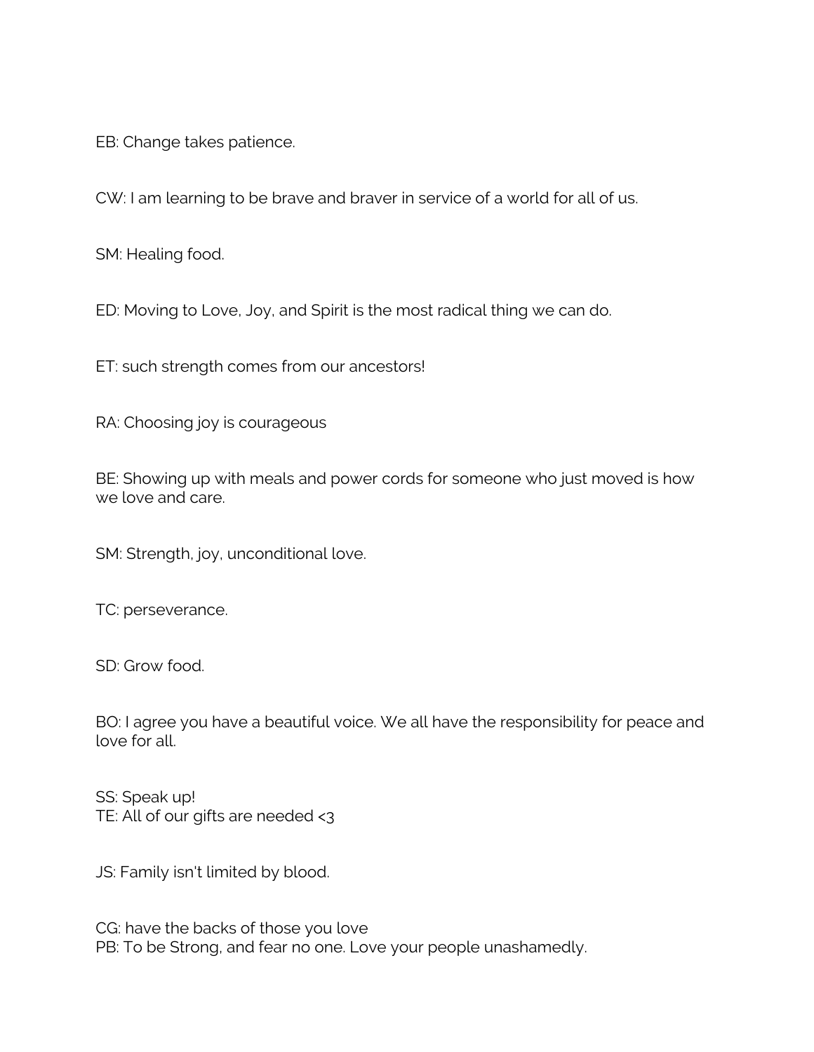EB: Change takes patience.

CW: I am learning to be brave and braver in service of a world for all of us.

SM: Healing food.

ED: Moving to Love, Joy, and Spirit is the most radical thing we can do.

ET: such strength comes from our ancestors!

RA: Choosing joy is courageous

BE: Showing up with meals and power cords for someone who just moved is how we love and care.

SM: Strength, joy, unconditional love.

TC: perseverance.

SD: Grow food.

BO: I agree you have a beautiful voice. We all have the responsibility for peace and love for all.

SS: Speak up!
TE: All of our gifts are needed <3

JS: Family isn't limited by blood.

CG: have the backs of those you love
PB: To be Strong, and fear no one. Love your people unashamedly.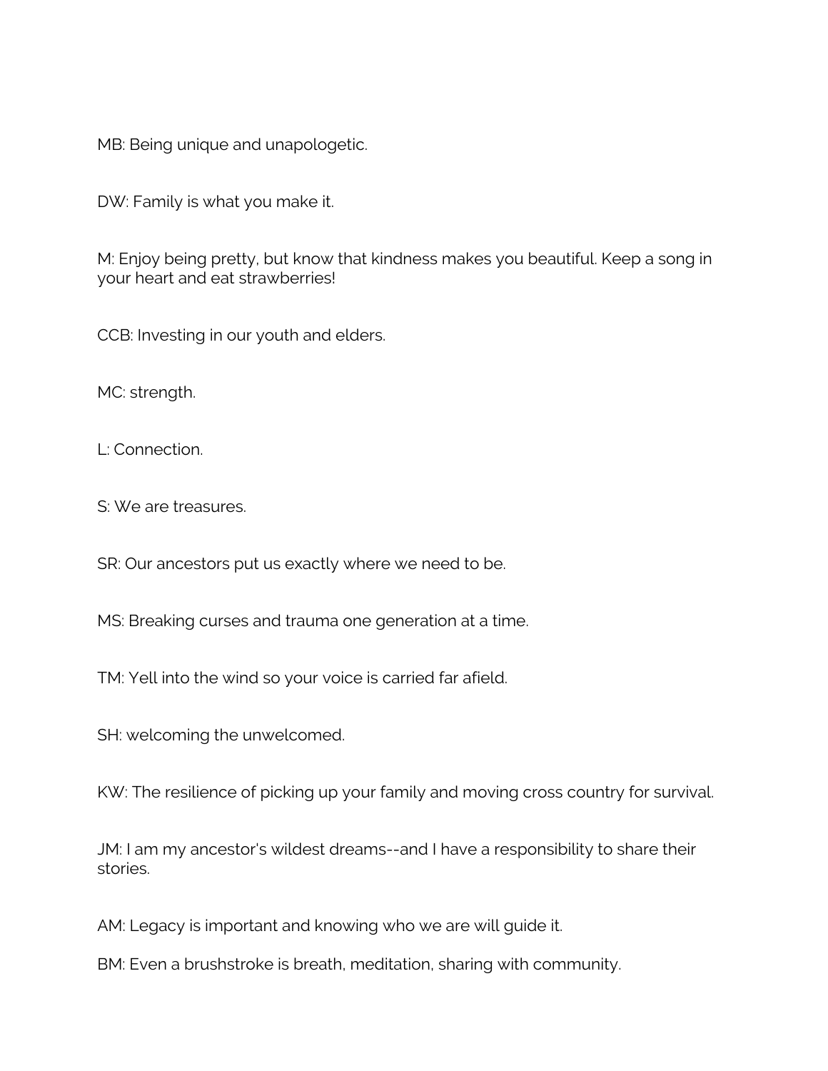MB: Being unique and unapologetic.

DW: Family is what you make it.

M: Enjoy being pretty, but know that kindness makes you beautiful. Keep a song in your heart and eat strawberries!

CCB: Investing in our youth and elders.

MC: strength.

L: Connection.

S: We are treasures.

SR: Our ancestors put us exactly where we need to be.

MS: Breaking curses and trauma one generation at a time.

TM: Yell into the wind so your voice is carried far afield.

SH: welcoming the unwelcomed.

KW: The resilience of picking up your family and moving cross country for survival.

JM: I am my ancestor's wildest dreams--and I have a responsibility to share their stories.

AM: Legacy is important and knowing who we are will guide it.

BM: Even a brushstroke is breath, meditation, sharing with community.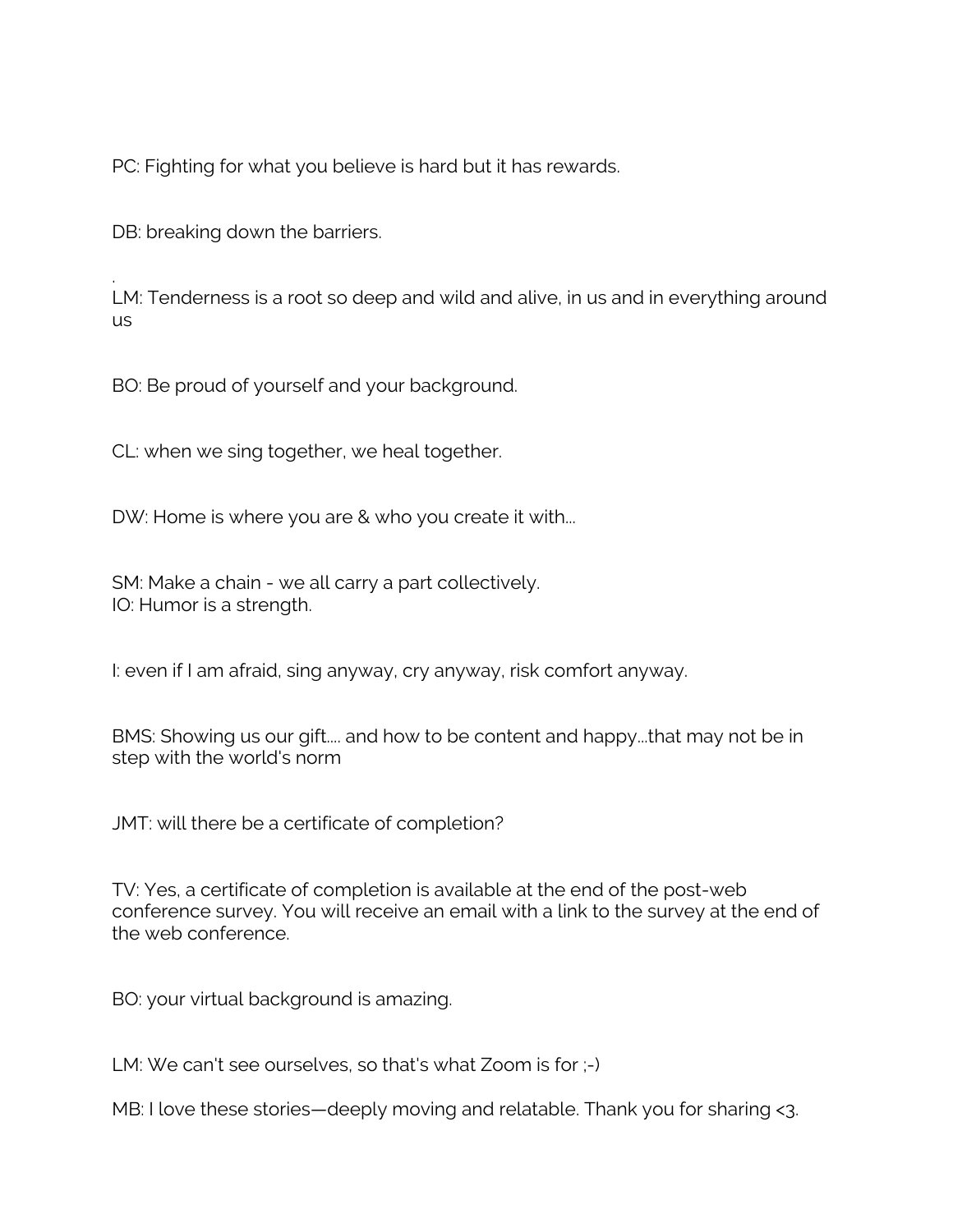PC: Fighting for what you believe is hard but it has rewards.

DB: breaking down the barriers.

.
LM: Tenderness is a root so deep and wild and alive, in us and in everything around us

BO: Be proud of yourself and your background.

CL: when we sing together, we heal together.

DW: Home is where you are & who you create it with...

SM: Make a chain - we all carry a part collectively.
IO: Humor is a strength.

I: even if I am afraid, sing anyway, cry anyway, risk comfort anyway.

BMS: Showing us our gift.... and how to be content and happy...that may not be in step with the world's norm

JMT: will there be a certificate of completion?

TV: Yes, a certificate of completion is available at the end of the post-web conference survey. You will receive an email with a link to the survey at the end of the web conference.

BO: your virtual background is amazing.

LM: We can't see ourselves, so that's what Zoom is for ;-)

MB: I love these stories—deeply moving and relatable. Thank you for sharing <3.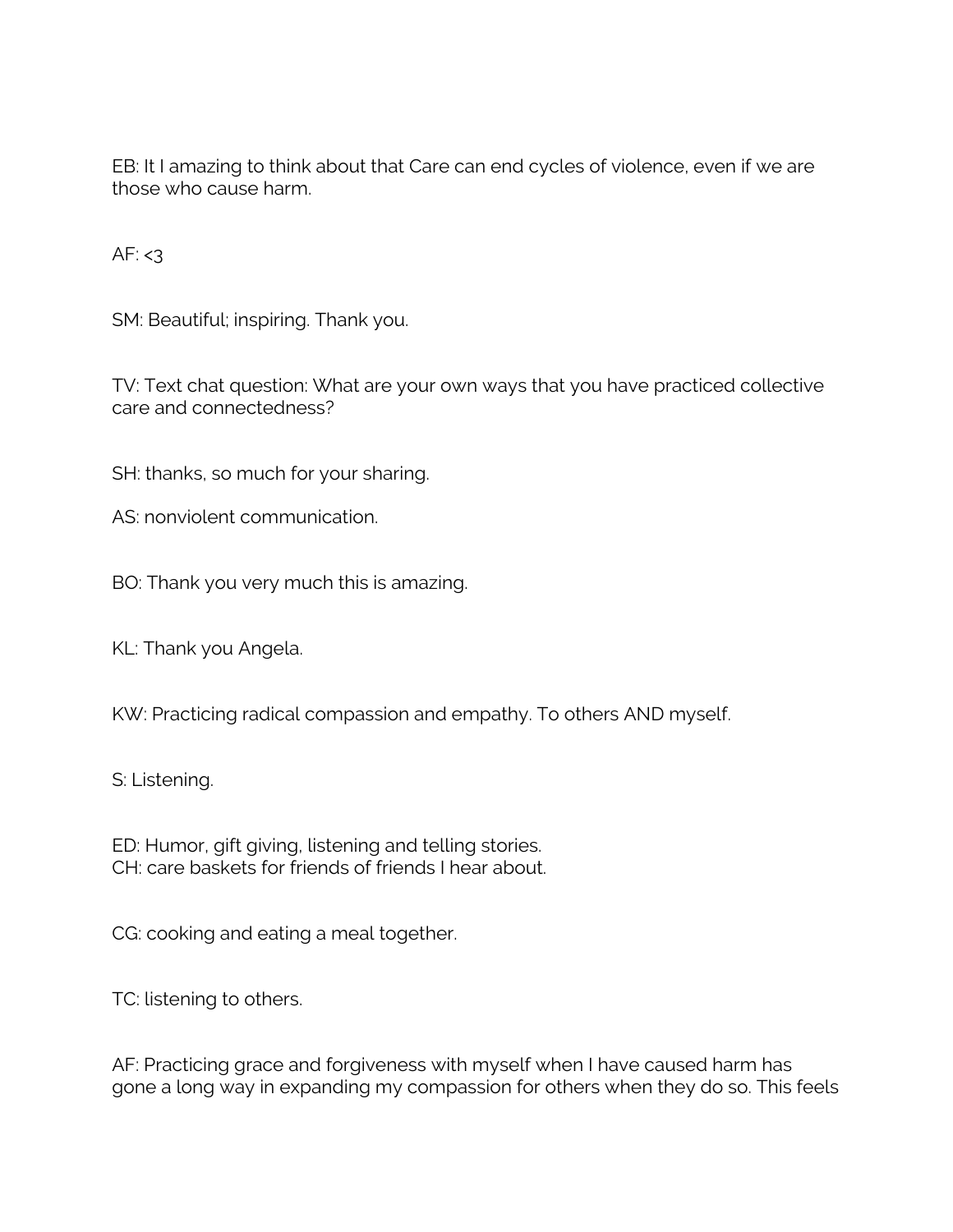EB: It I amazing to think about that Care can end cycles of violence, even if we are those who cause harm.

AF: <3

SM: Beautiful; inspiring. Thank you.

TV: Text chat question: What are your own ways that you have practiced collective care and connectedness?

SH: thanks, so much for your sharing.

AS: nonviolent communication.

BO: Thank you very much this is amazing.

KL: Thank you Angela.

KW: Practicing radical compassion and empathy. To others AND myself.

S: Listening.

ED: Humor, gift giving, listening and telling stories.
CH: care baskets for friends of friends I hear about.

CG: cooking and eating a meal together.

TC: listening to others.

AF: Practicing grace and forgiveness with myself when I have caused harm has gone a long way in expanding my compassion for others when they do so. This feels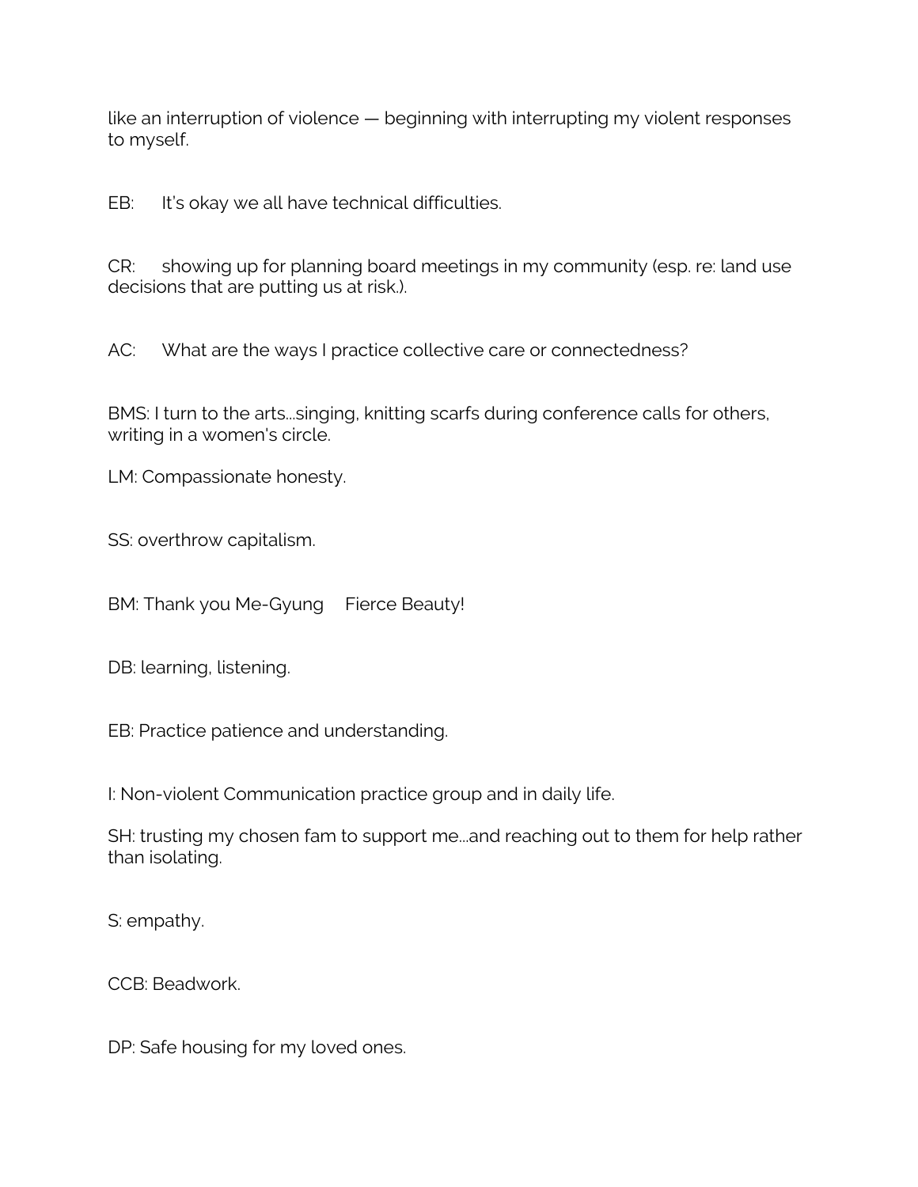like an interruption of violence — beginning with interrupting my violent responses to myself.

EB: It's okay we all have technical difficulties.

CR: showing up for planning board meetings in my community (esp. re: land use decisions that are putting us at risk.).

AC: What are the ways I practice collective care or connectedness?

BMS: I turn to the arts...singing, knitting scarfs during conference calls for others, writing in a women's circle.

LM: Compassionate honesty.

SS: overthrow capitalism.

BM: Thank you Me-Gyung Fierce Beauty!

DB: learning, listening.

EB: Practice patience and understanding.

I: Non-violent Communication practice group and in daily life.

SH: trusting my chosen fam to support me...and reaching out to them for help rather than isolating.

S: empathy.

CCB: Beadwork.

DP: Safe housing for my loved ones.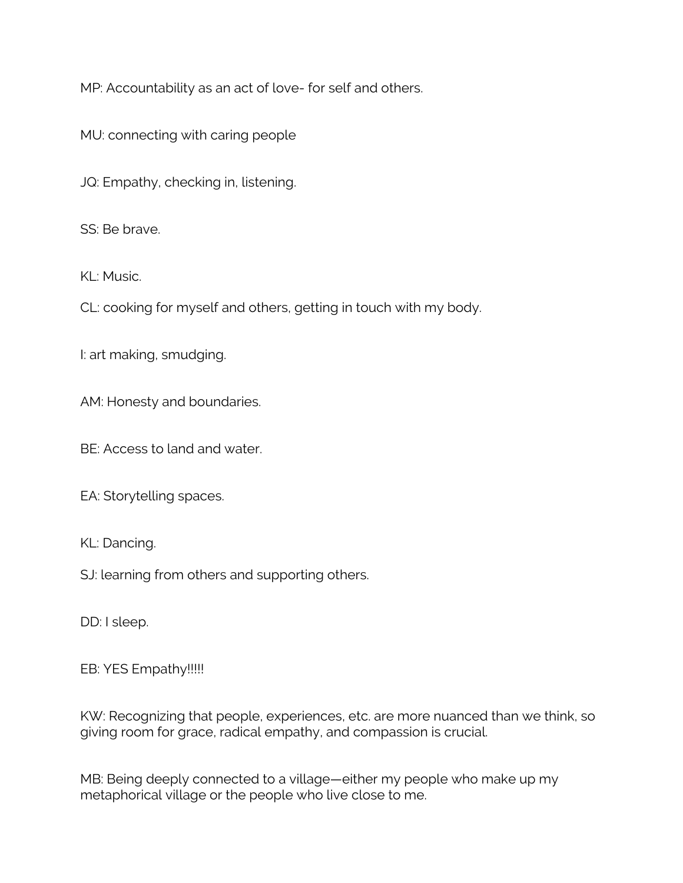MP: Accountability as an act of love- for self and others.

MU: connecting with caring people

JQ: Empathy, checking in, listening.

SS: Be brave.

KL: Music.

CL: cooking for myself and others, getting in touch with my body.

I: art making, smudging.

AM: Honesty and boundaries.

BE: Access to land and water.

EA: Storytelling spaces.

KL: Dancing.

SJ: learning from others and supporting others.

DD: I sleep.

EB: YES Empathy!!!!!

KW: Recognizing that people, experiences, etc. are more nuanced than we think, so giving room for grace, radical empathy, and compassion is crucial.

MB: Being deeply connected to a village—either my people who make up my metaphorical village or the people who live close to me.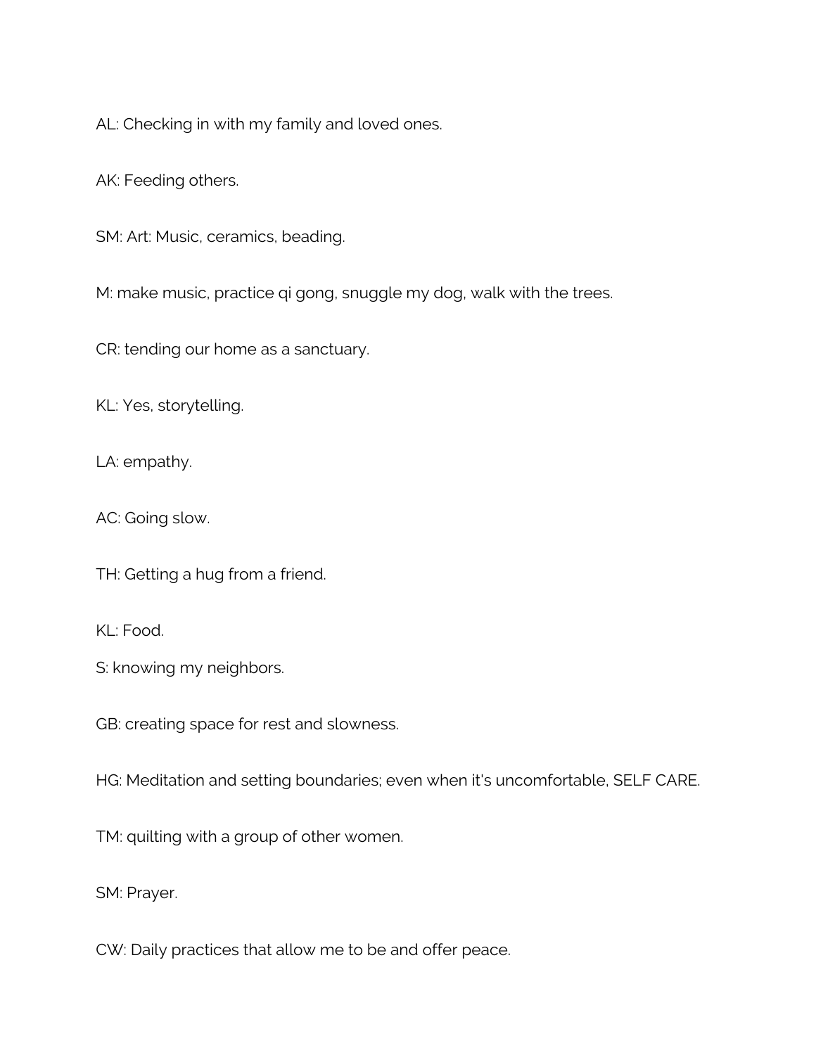AL: Checking in with my family and loved ones.

AK: Feeding others.

SM: Art: Music, ceramics, beading.

M: make music, practice qi gong, snuggle my dog, walk with the trees.

CR: tending our home as a sanctuary.

KL: Yes, storytelling.

LA: empathy.

AC: Going slow.

TH: Getting a hug from a friend.

KL: Food.

S: knowing my neighbors.

GB: creating space for rest and slowness.

HG: Meditation and setting boundaries; even when it's uncomfortable, SELF CARE.

TM: quilting with a group of other women.

SM: Prayer.

CW: Daily practices that allow me to be and offer peace.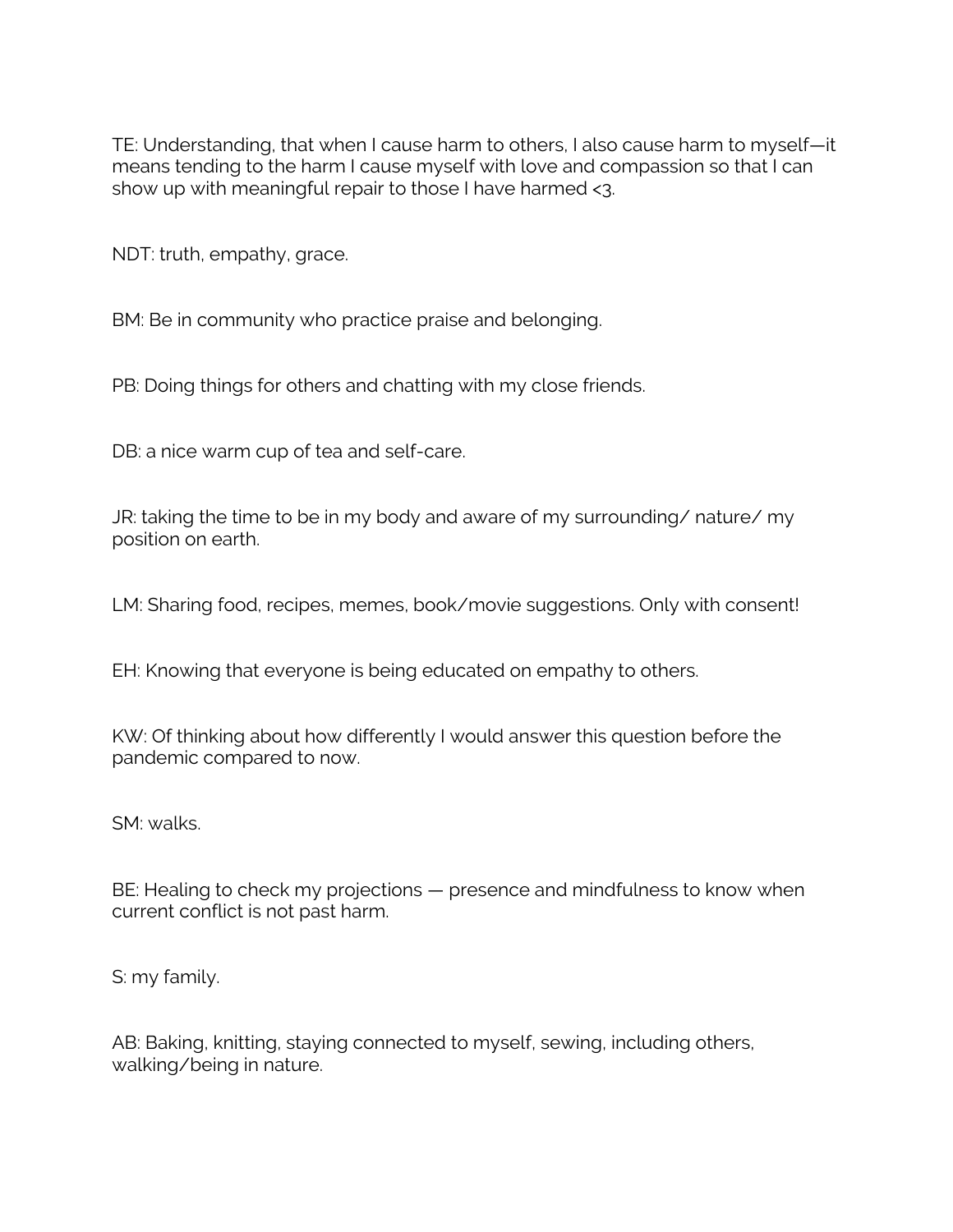TE: Understanding, that when I cause harm to others, I also cause harm to myself—it means tending to the harm I cause myself with love and compassion so that I can show up with meaningful repair to those I have harmed <3.

NDT: truth, empathy, grace.

BM: Be in community who practice praise and belonging.

PB: Doing things for others and chatting with my close friends.

DB: a nice warm cup of tea and self-care.

JR: taking the time to be in my body and aware of my surrounding/ nature/ my position on earth.

LM: Sharing food, recipes, memes, book/movie suggestions. Only with consent!

EH: Knowing that everyone is being educated on empathy to others.

KW: Of thinking about how differently I would answer this question before the pandemic compared to now.

SM: walks.

BE: Healing to check my projections — presence and mindfulness to know when current conflict is not past harm.

S: my family.

AB: Baking, knitting, staying connected to myself, sewing, including others, walking/being in nature.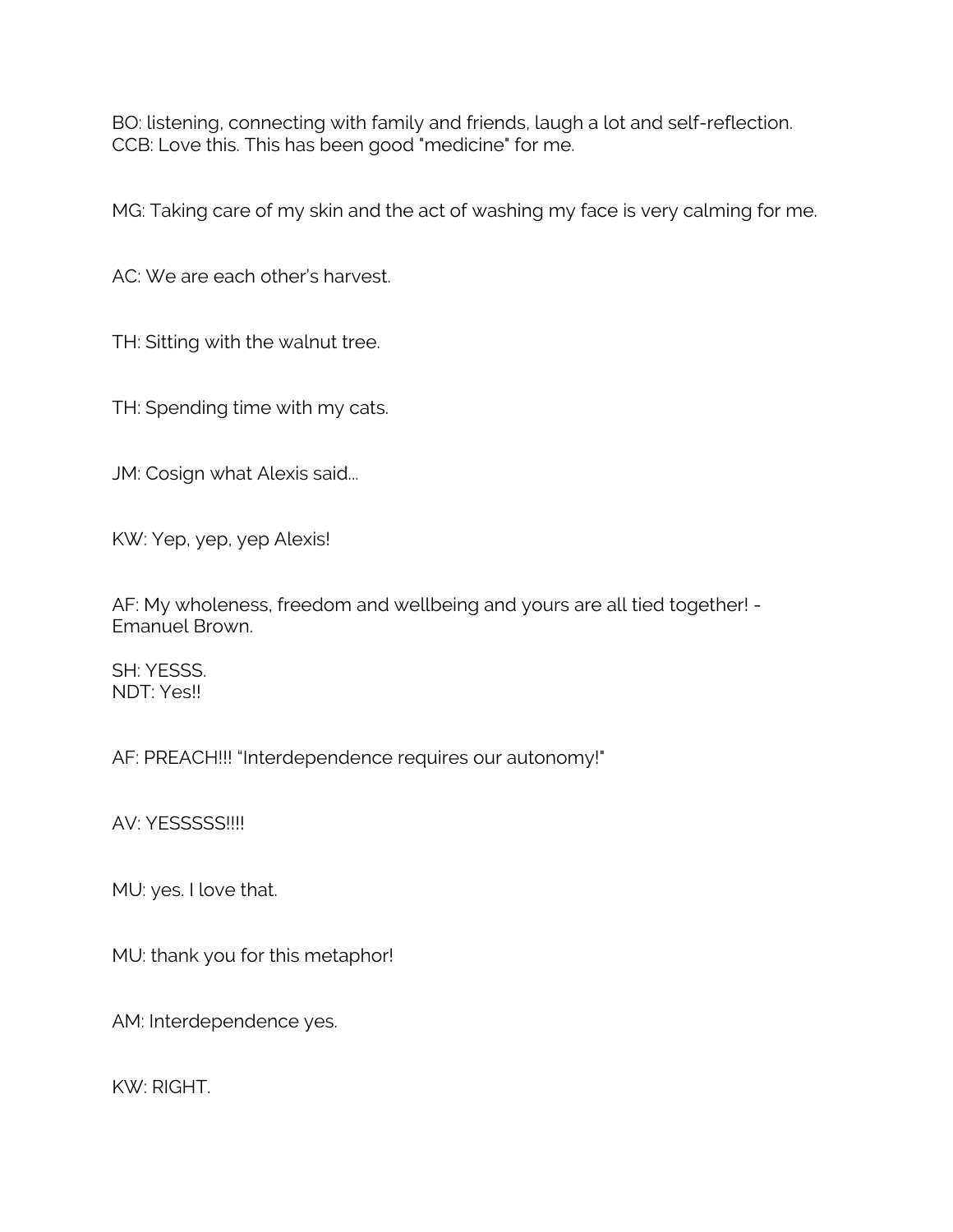BO: listening, connecting with family and friends, laugh a lot and self-reflection.
CCB: Love this. This has been good "medicine" for me.

MG: Taking care of my skin and the act of washing my face is very calming for me.

AC: We are each other's harvest.

TH: Sitting with the walnut tree.

TH: Spending time with my cats.

JM: Cosign what Alexis said...

KW: Yep, yep, yep Alexis!

AF: My wholeness, freedom and wellbeing and yours are all tied together! - Emanuel Brown.

SH: YESSS.
NDT: Yes!!

AF: PREACH!!! "Interdependence requires our autonomy!"

AV: YESSSSS!!!!

MU: yes. I love that.

MU: thank you for this metaphor!

AM: Interdependence yes.

KW: RIGHT.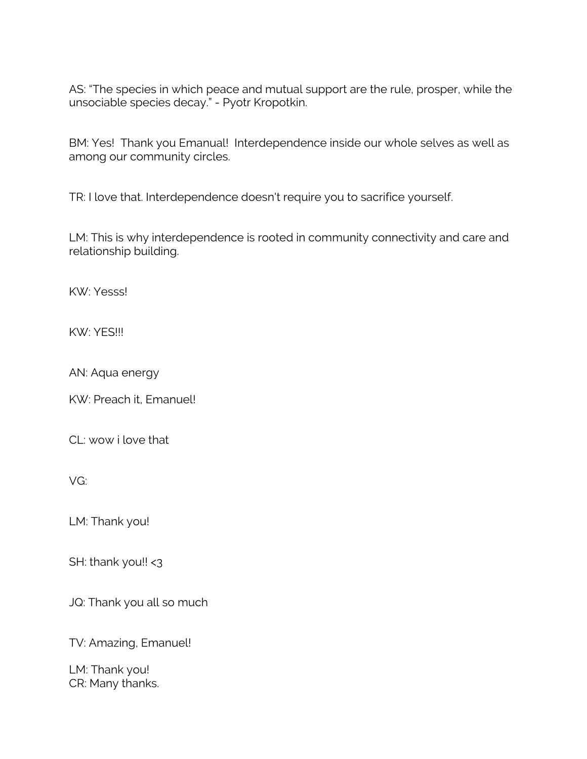AS: “The species in which peace and mutual support are the rule, prosper, while the unsociable species decay.” - Pyotr Kropotkin.

BM: Yes!  Thank you Emanual!  Interdependence inside our whole selves as well as among our community circles.

TR: I love that. Interdependence doesn't require you to sacrifice yourself.

LM: This is why interdependence is rooted in community connectivity and care and relationship building.

KW: Yesss!

KW: YES!!!

AN: Aqua energy

KW: Preach it, Emanuel!

CL: wow i love that

VG:

LM: Thank you!

SH: thank you!! <3

JQ: Thank you all so much

TV: Amazing, Emanuel!

LM: Thank you!
CR: Many thanks.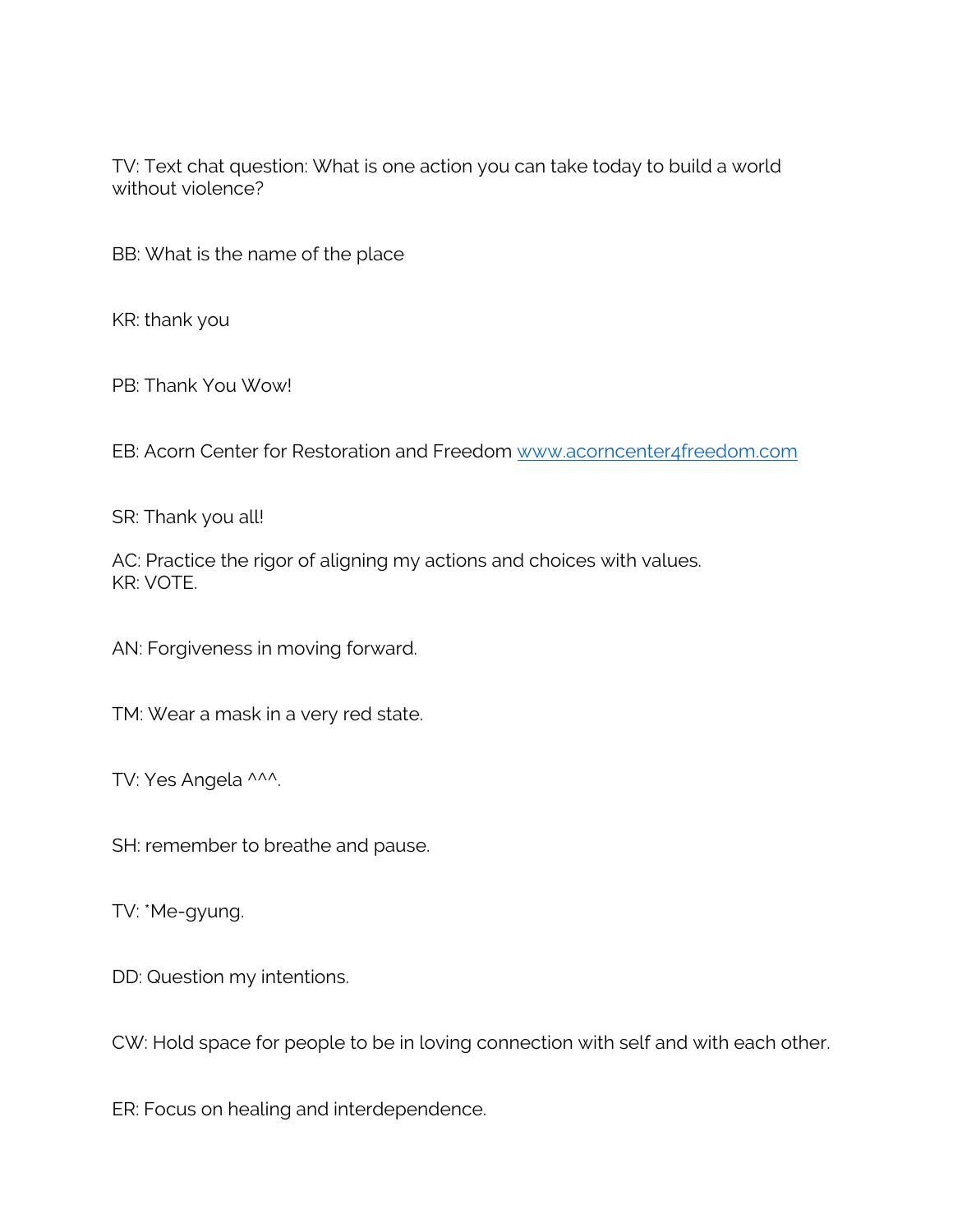TV: Text chat question: What is one action you can take today to build a world without violence?

BB: What is the name of the place

KR: thank you

PB: Thank You Wow!

EB: Acorn Center for Restoration and Freedom [www.acorncenter4freedom.com](http://www.acorncenter4freedom.com)

SR: Thank you all!

AC: Practice the rigor of aligning my actions and choices with values.
KR: VOTE.

AN: Forgiveness in moving forward.

TM: Wear a mask in a very red state.

TV: Yes Angela ^^^.

SH: remember to breathe and pause.

TV: *Me-gyung.

DD: Question my intentions.

CW: Hold space for people to be in loving connection with self and with each other.

ER: Focus on healing and interdependence.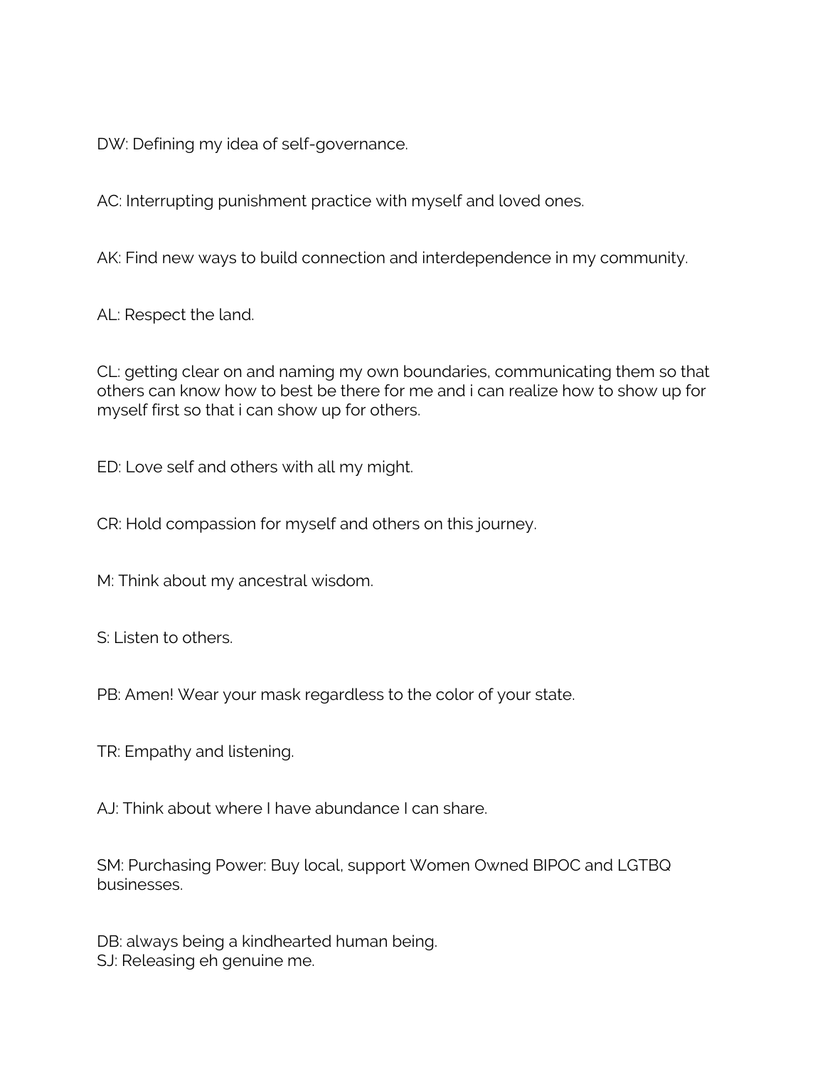DW: Defining my idea of self-governance.

AC: Interrupting punishment practice with myself and loved ones.

AK: Find new ways to build connection and interdependence in my community.

AL: Respect the land.

CL: getting clear on and naming my own boundaries, communicating them so that others can know how to best be there for me and i can realize how to show up for myself first so that i can show up for others.

ED: Love self and others with all my might.

CR: Hold compassion for myself and others on this journey.

M: Think about my ancestral wisdom.

S: Listen to others.

PB: Amen! Wear your mask regardless to the color of your state.

TR: Empathy and listening.

AJ: Think about where I have abundance I can share.

SM: Purchasing Power: Buy local, support Women Owned BIPOC and LGTBQ businesses.

DB: always being a kindhearted human being.
SJ: Releasing eh genuine me.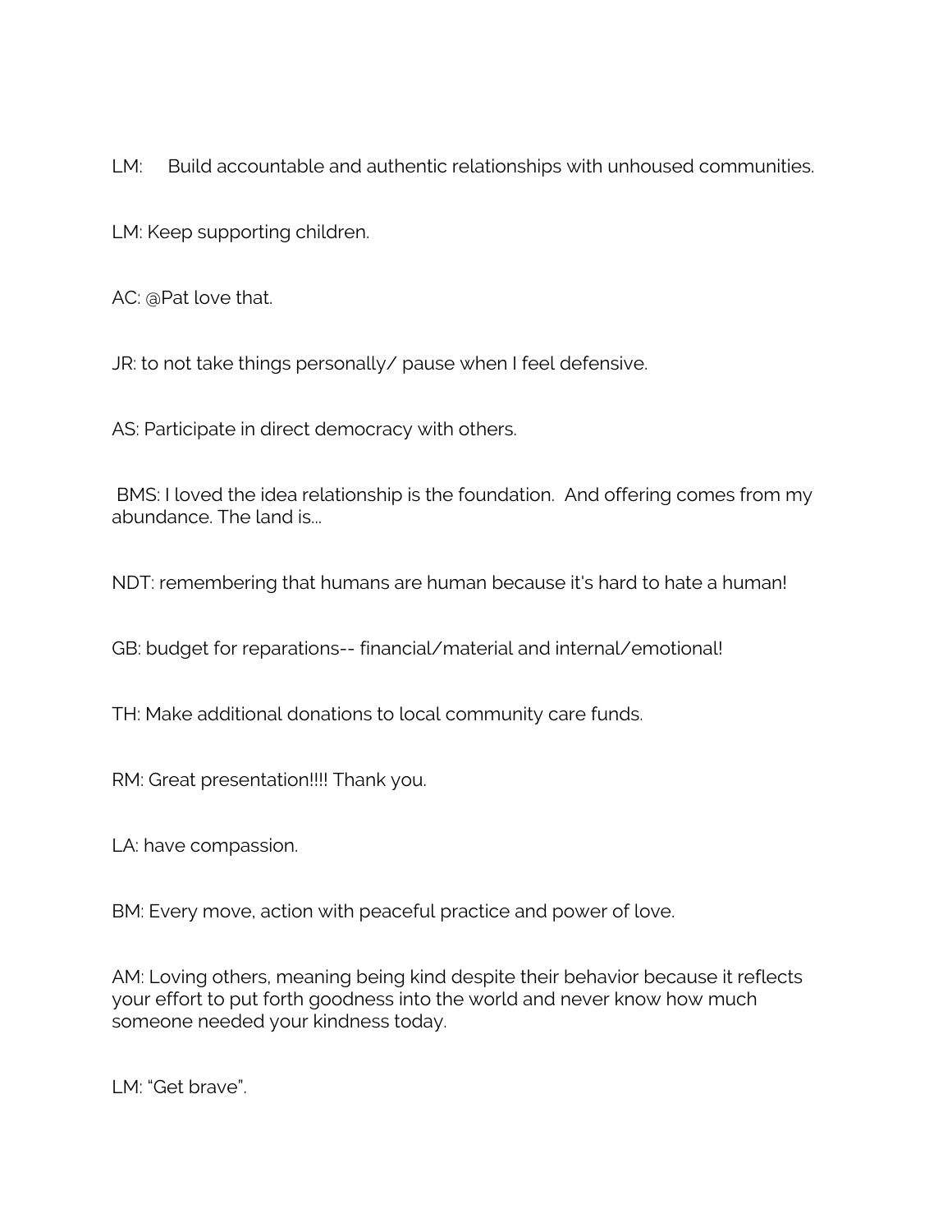LM: Build accountable and authentic relationships with unhoused communities.

LM: Keep supporting children.

AC: @Pat love that.

JR: to not take things personally/ pause when I feel defensive.

AS: Participate in direct democracy with others.

BMS: I loved the idea relationship is the foundation. And offering comes from my abundance. The land is...

NDT: remembering that humans are human because it's hard to hate a human!

GB: budget for reparations-- financial/material and internal/emotional!

TH: Make additional donations to local community care funds.

RM: Great presentation!!!! Thank you.

LA: have compassion.

BM: Every move, action with peaceful practice and power of love.

AM: Loving others, meaning being kind despite their behavior because it reflects your effort to put forth goodness into the world and never know how much someone needed your kindness today.

LM: “Get brave”.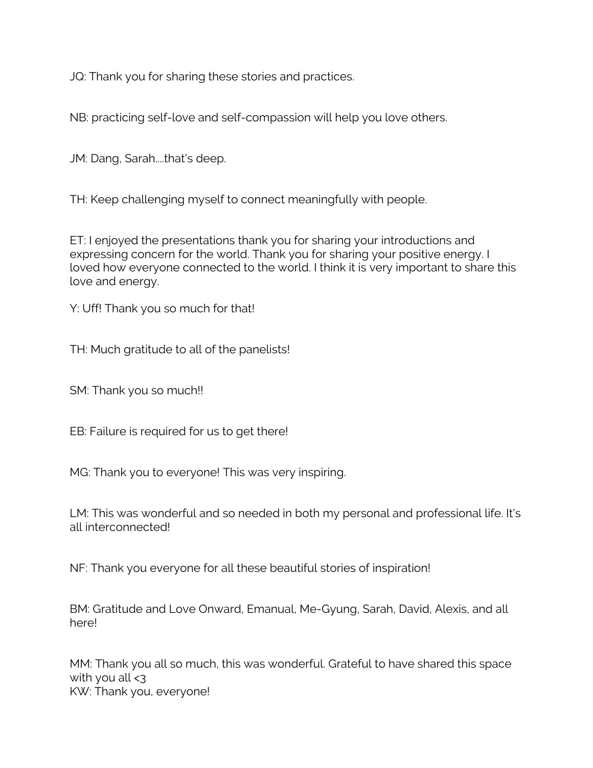JQ: Thank you for sharing these stories and practices.

NB: practicing self-love and self-compassion will help you love others.

JM: Dang, Sarah....that's deep.

TH: Keep challenging myself to connect meaningfully with people.

ET: I enjoyed the presentations thank you for sharing your introductions and expressing concern for the world. Thank you for sharing your positive energy. I loved how everyone connected to the world. I think it is very important to share this love and energy.

Y: Uff! Thank you so much for that!

TH: Much gratitude to all of the panelists!

SM: Thank you so much!!

EB: Failure is required for us to get there!

MG: Thank you to everyone! This was very inspiring.

LM: This was wonderful and so needed in both my personal and professional life. It's all interconnected!

NF: Thank you everyone for all these beautiful stories of inspiration!

BM: Gratitude and Love Onward, Emanual, Me-Gyung, Sarah, David, Alexis, and all here!

MM: Thank you all so much, this was wonderful. Grateful to have shared this space with you all <3

KW: Thank you, everyone!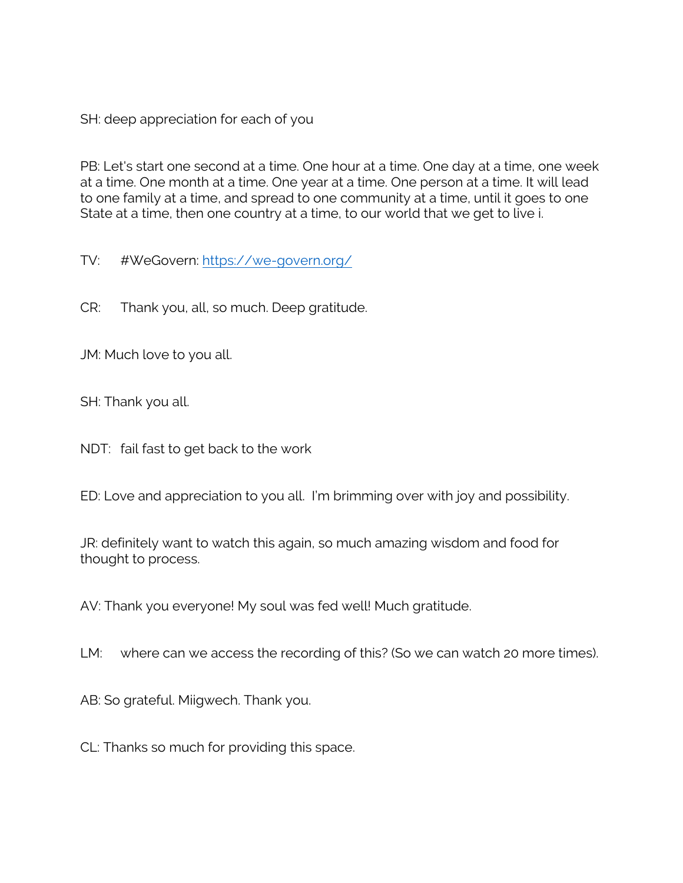SH: deep appreciation for each of you

PB: Let's start one second at a time. One hour at a time. One day at a time, one week at a time. One month at a time. One year at a time. One person at a time. It will lead to one family at a time, and spread to one community at a time, until it goes to one State at a time, then one country at a time, to our world that we get to live i.

TV: #WeGovern: https://we-govern.org/

CR: Thank you, all, so much. Deep gratitude.

JM: Much love to you all.

SH: Thank you all.

NDT: fail fast to get back to the work

ED: Love and appreciation to you all. I'm brimming over with joy and possibility.

JR: definitely want to watch this again, so much amazing wisdom and food for thought to process.

AV: Thank you everyone! My soul was fed well! Much gratitude.

LM: where can we access the recording of this? (So we can watch 20 more times).

AB: So grateful. Miigwech. Thank you.

CL: Thanks so much for providing this space.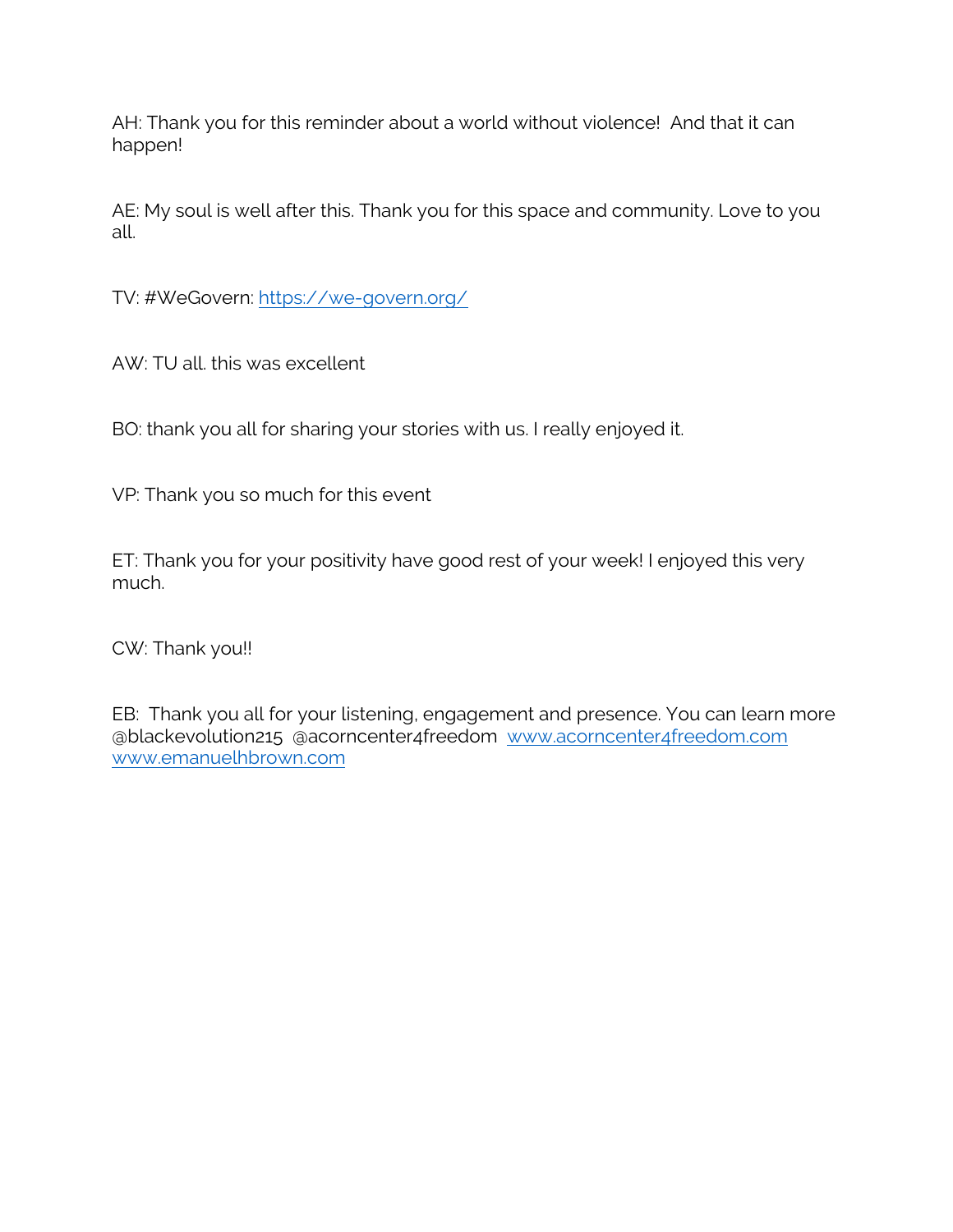AH: Thank you for this reminder about a world without violence! And that it can happen!

AE: My soul is well after this. Thank you for this space and community. Love to you all.

TV: #WeGovern: [https://we-govern.org/](https://we-govern.org/)

AW: TU all. this was excellent

BO: thank you all for sharing your stories with us. I really enjoyed it.

VP: Thank you so much for this event

ET: Thank you for your positivity have good rest of your week! I enjoyed this very much.

CW: Thank you!!

EB: Thank you all for your listening, engagement and presence. You can learn more @blackevolution215 @acorncenter4freedom [www.acorncenter4freedom.com](http://www.acorncenter4freedom.com) [www.emanuelhbrown.com](http://www.emanuelhbrown.com)